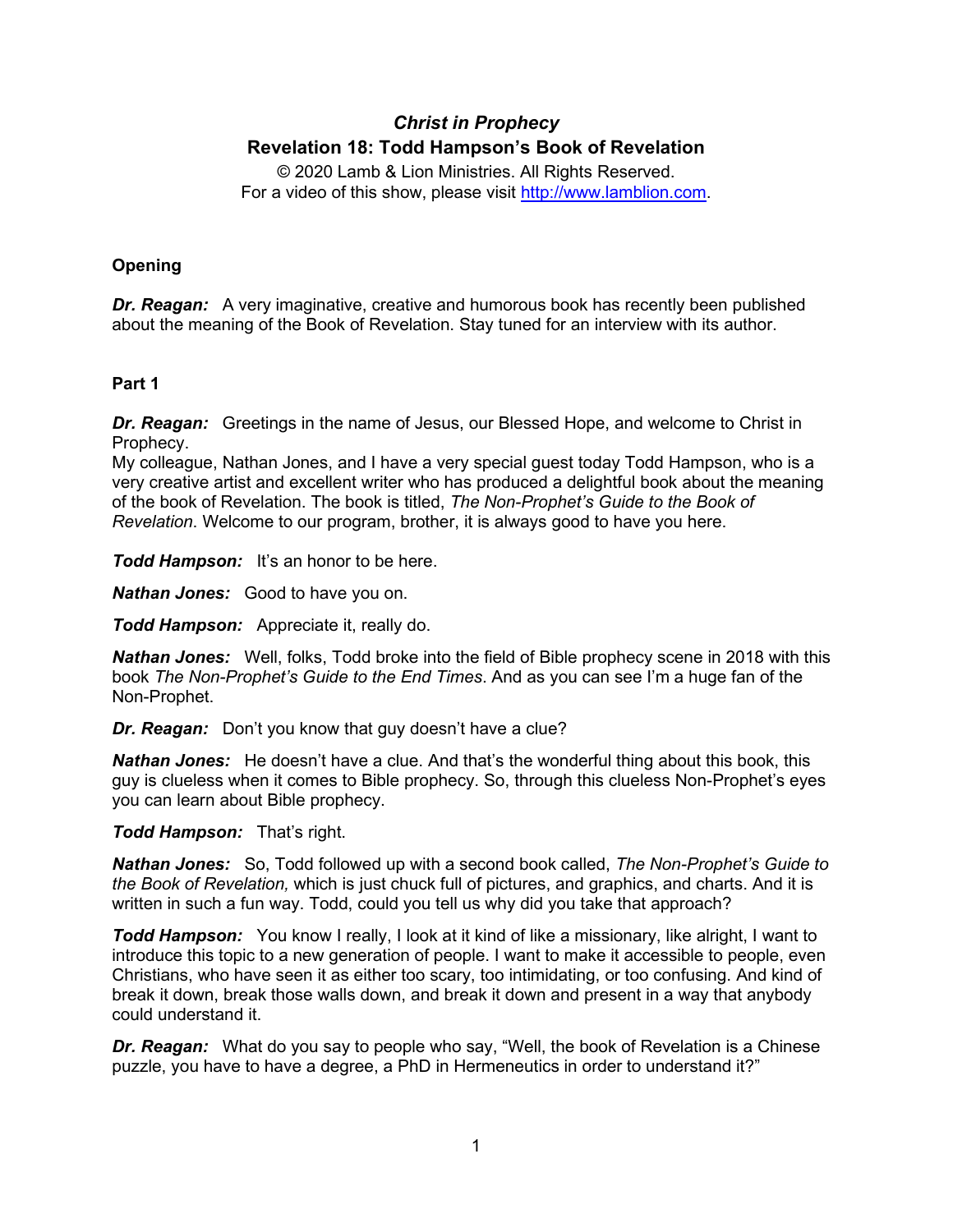# *Christ in Prophecy*
## Revelation 18: Todd Hampson's Book of Revelation

© 2020 Lamb & Lion Ministries. All Rights Reserved.
For a video of this show, please visit http://www.lamblion.com.

### Opening

***Dr. Reagan:*** A very imaginative, creative and humorous book has recently been published about the meaning of the Book of Revelation. Stay tuned for an interview with its author.

### Part 1

***Dr. Reagan:*** Greetings in the name of Jesus, our Blessed Hope, and welcome to Christ in Prophecy.
My colleague, Nathan Jones, and I have a very special guest today Todd Hampson, who is a very creative artist and excellent writer who has produced a delightful book about the meaning of the book of Revelation. The book is titled, *The Non-Prophet's Guide to the Book of Revelation*. Welcome to our program, brother, it is always good to have you here.

***Todd Hampson:*** It's an honor to be here.

***Nathan Jones:*** Good to have you on.

***Todd Hampson:*** Appreciate it, really do.

***Nathan Jones:*** Well, folks, Todd broke into the field of Bible prophecy scene in 2018 with this book *The Non-Prophet's Guide to the End Times*. And as you can see I'm a huge fan of the Non-Prophet.

***Dr. Reagan:*** Don't you know that guy doesn't have a clue?

***Nathan Jones:*** He doesn't have a clue. And that's the wonderful thing about this book, this guy is clueless when it comes to Bible prophecy. So, through this clueless Non-Prophet's eyes you can learn about Bible prophecy.

***Todd Hampson:*** That's right.

***Nathan Jones:*** So, Todd followed up with a second book called, *The Non-Prophet's Guide to the Book of Revelation,* which is just chuck full of pictures, and graphics, and charts. And it is written in such a fun way. Todd, could you tell us why did you take that approach?

***Todd Hampson:*** You know I really, I look at it kind of like a missionary, like alright, I want to introduce this topic to a new generation of people. I want to make it accessible to people, even Christians, who have seen it as either too scary, too intimidating, or too confusing. And kind of break it down, break those walls down, and break it down and present in a way that anybody could understand it.

***Dr. Reagan:*** What do you say to people who say, "Well, the book of Revelation is a Chinese puzzle, you have to have a degree, a PhD in Hermeneutics in order to understand it?"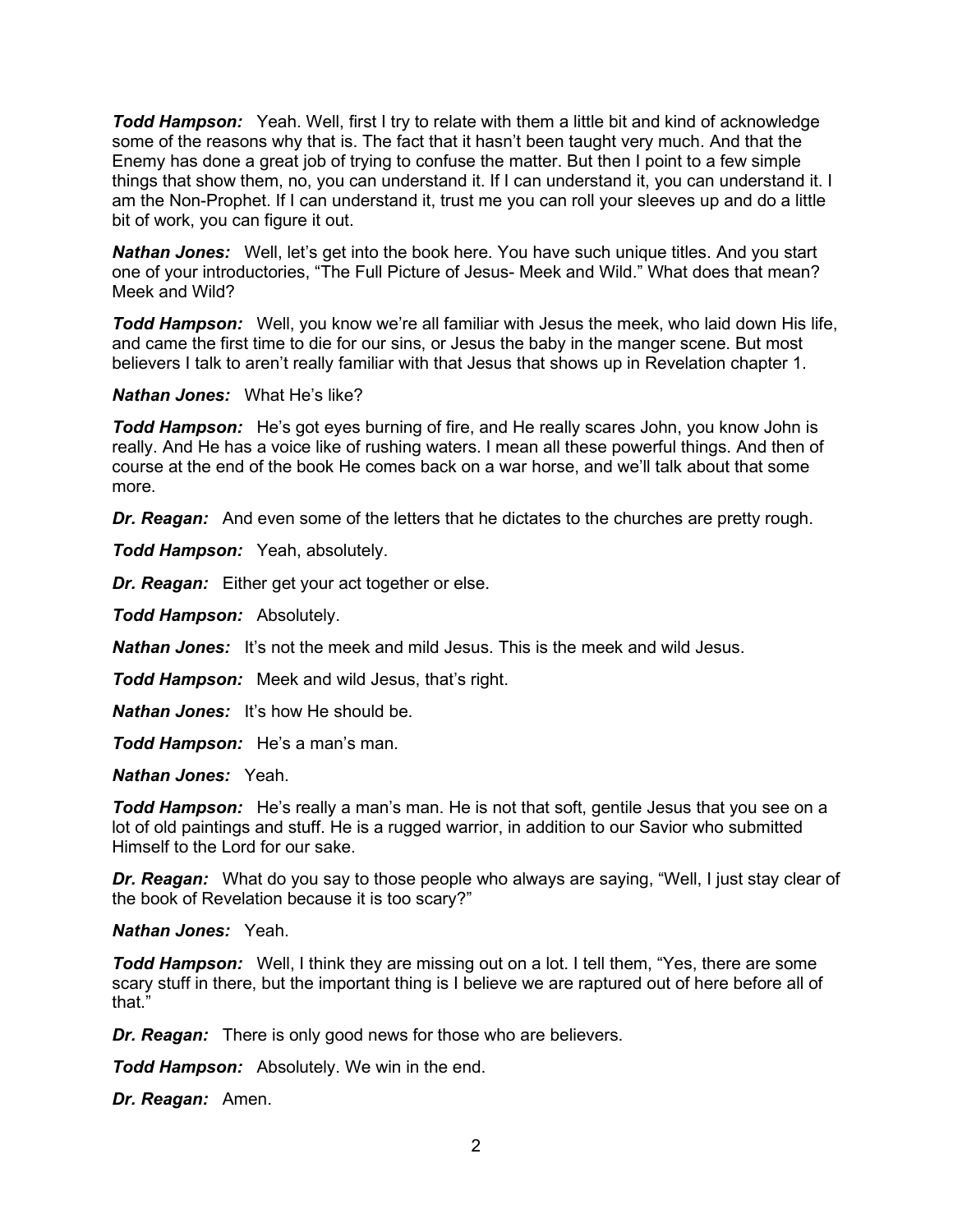***Todd Hampson:*** Yeah. Well, first I try to relate with them a little bit and kind of acknowledge some of the reasons why that is. The fact that it hasn't been taught very much. And that the Enemy has done a great job of trying to confuse the matter. But then I point to a few simple things that show them, no, you can understand it. If I can understand it, you can understand it. I am the Non-Prophet. If I can understand it, trust me you can roll your sleeves up and do a little bit of work, you can figure it out.

***Nathan Jones:*** Well, let's get into the book here. You have such unique titles. And you start one of your introductories, "The Full Picture of Jesus- Meek and Wild." What does that mean? Meek and Wild?

***Todd Hampson:*** Well, you know we're all familiar with Jesus the meek, who laid down His life, and came the first time to die for our sins, or Jesus the baby in the manger scene. But most believers I talk to aren't really familiar with that Jesus that shows up in Revelation chapter 1.

***Nathan Jones:*** What He's like?

***Todd Hampson:*** He's got eyes burning of fire, and He really scares John, you know John is really. And He has a voice like of rushing waters. I mean all these powerful things. And then of course at the end of the book He comes back on a war horse, and we'll talk about that some more.

***Dr. Reagan:*** And even some of the letters that he dictates to the churches are pretty rough.

***Todd Hampson:*** Yeah, absolutely.

***Dr. Reagan:*** Either get your act together or else.

***Todd Hampson:*** Absolutely.

***Nathan Jones:*** It's not the meek and mild Jesus. This is the meek and wild Jesus.

***Todd Hampson:*** Meek and wild Jesus, that's right.

***Nathan Jones:*** It's how He should be.

***Todd Hampson:*** He's a man's man.

***Nathan Jones:*** Yeah.

***Todd Hampson:*** He's really a man's man. He is not that soft, gentile Jesus that you see on a lot of old paintings and stuff. He is a rugged warrior, in addition to our Savior who submitted Himself to the Lord for our sake.

***Dr. Reagan:*** What do you say to those people who always are saying, "Well, I just stay clear of the book of Revelation because it is too scary?"

***Nathan Jones:*** Yeah.

***Todd Hampson:*** Well, I think they are missing out on a lot. I tell them, "Yes, there are some scary stuff in there, but the important thing is I believe we are raptured out of here before all of that."

***Dr. Reagan:*** There is only good news for those who are believers.

***Todd Hampson:*** Absolutely. We win in the end.

***Dr. Reagan:*** Amen.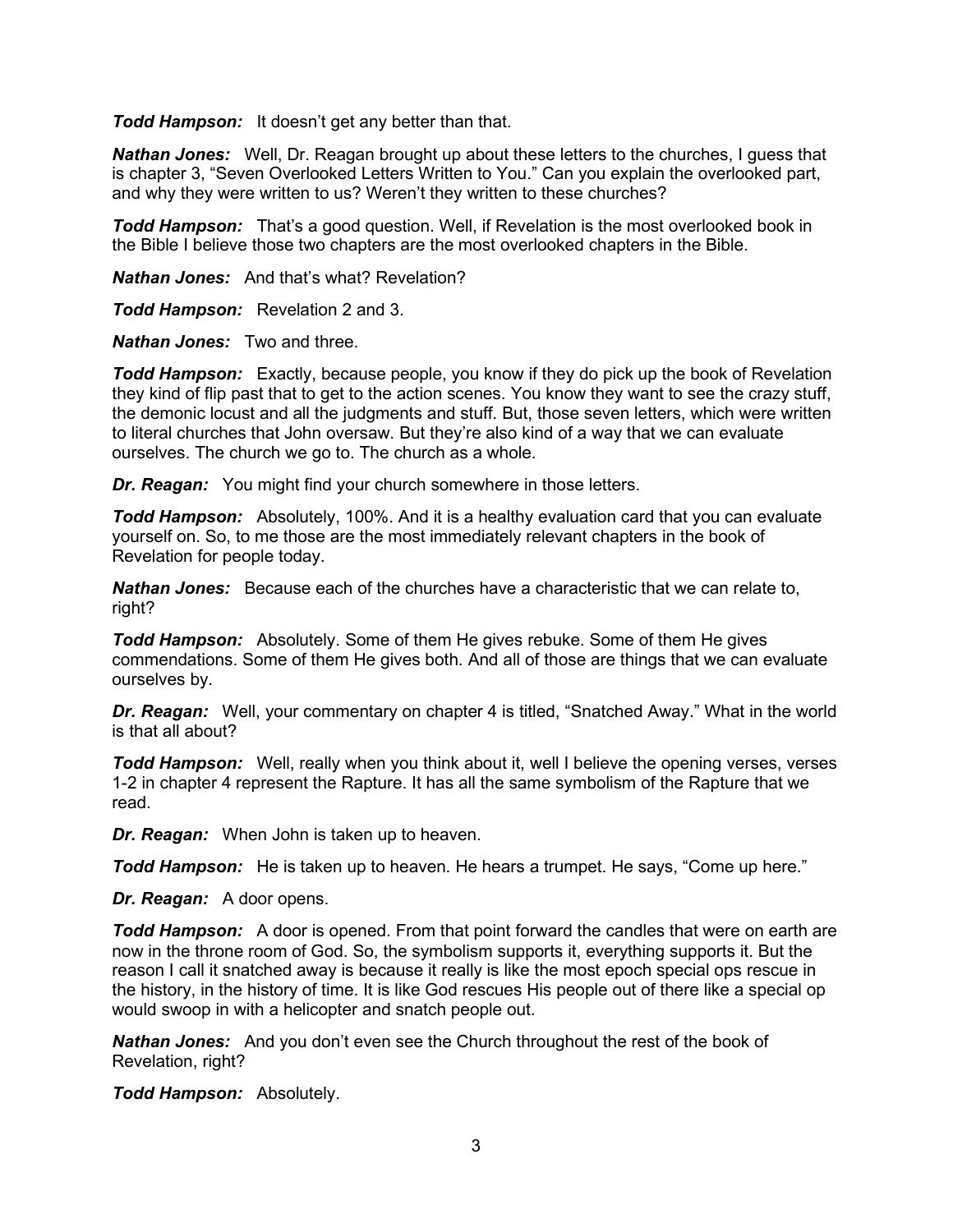***Todd Hampson:*** It doesn't get any better than that.

***Nathan Jones:*** Well, Dr. Reagan brought up about these letters to the churches, I guess that is chapter 3, "Seven Overlooked Letters Written to You." Can you explain the overlooked part, and why they were written to us? Weren't they written to these churches?

***Todd Hampson:*** That's a good question. Well, if Revelation is the most overlooked book in the Bible I believe those two chapters are the most overlooked chapters in the Bible.

***Nathan Jones:*** And that's what? Revelation?

***Todd Hampson:*** Revelation 2 and 3.

***Nathan Jones:*** Two and three.

***Todd Hampson:*** Exactly, because people, you know if they do pick up the book of Revelation they kind of flip past that to get to the action scenes. You know they want to see the crazy stuff, the demonic locust and all the judgments and stuff. But, those seven letters, which were written to literal churches that John oversaw. But they're also kind of a way that we can evaluate ourselves. The church we go to. The church as a whole.

***Dr. Reagan:*** You might find your church somewhere in those letters.

***Todd Hampson:*** Absolutely, 100%. And it is a healthy evaluation card that you can evaluate yourself on. So, to me those are the most immediately relevant chapters in the book of Revelation for people today.

***Nathan Jones:*** Because each of the churches have a characteristic that we can relate to, right?

***Todd Hampson:*** Absolutely. Some of them He gives rebuke. Some of them He gives commendations. Some of them He gives both. And all of those are things that we can evaluate ourselves by.

***Dr. Reagan:*** Well, your commentary on chapter 4 is titled, "Snatched Away." What in the world is that all about?

***Todd Hampson:*** Well, really when you think about it, well I believe the opening verses, verses 1-2 in chapter 4 represent the Rapture. It has all the same symbolism of the Rapture that we read.

***Dr. Reagan:*** When John is taken up to heaven.

***Todd Hampson:*** He is taken up to heaven. He hears a trumpet. He says, "Come up here."

***Dr. Reagan:*** A door opens.

***Todd Hampson:*** A door is opened. From that point forward the candles that were on earth are now in the throne room of God. So, the symbolism supports it, everything supports it. But the reason I call it snatched away is because it really is like the most epoch special ops rescue in the history, in the history of time. It is like God rescues His people out of there like a special op would swoop in with a helicopter and snatch people out.

***Nathan Jones:*** And you don't even see the Church throughout the rest of the book of Revelation, right?

***Todd Hampson:*** Absolutely.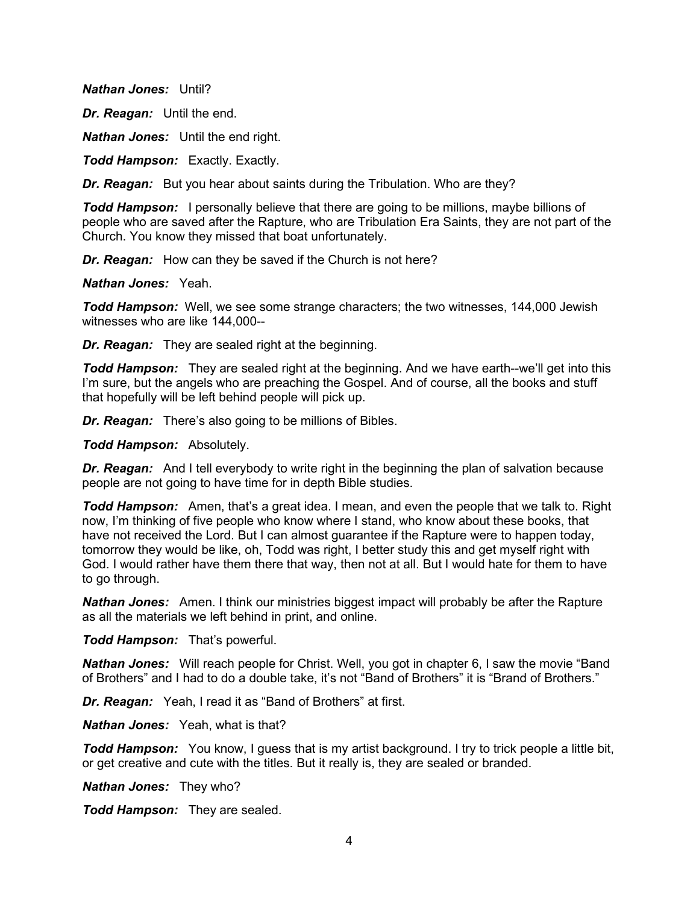***Nathan Jones:*** Until?

***Dr. Reagan:*** Until the end.

***Nathan Jones:*** Until the end right.

***Todd Hampson:*** Exactly. Exactly.

***Dr. Reagan:*** But you hear about saints during the Tribulation. Who are they?

***Todd Hampson:*** I personally believe that there are going to be millions, maybe billions of people who are saved after the Rapture, who are Tribulation Era Saints, they are not part of the Church. You know they missed that boat unfortunately.

***Dr. Reagan:*** How can they be saved if the Church is not here?

***Nathan Jones:*** Yeah.

***Todd Hampson:*** Well, we see some strange characters; the two witnesses, 144,000 Jewish witnesses who are like 144,000--

***Dr. Reagan:*** They are sealed right at the beginning.

***Todd Hampson:*** They are sealed right at the beginning. And we have earth--we'll get into this I'm sure, but the angels who are preaching the Gospel. And of course, all the books and stuff that hopefully will be left behind people will pick up.

***Dr. Reagan:*** There's also going to be millions of Bibles.

***Todd Hampson:*** Absolutely.

***Dr. Reagan:*** And I tell everybody to write right in the beginning the plan of salvation because people are not going to have time for in depth Bible studies.

***Todd Hampson:*** Amen, that's a great idea. I mean, and even the people that we talk to. Right now, I'm thinking of five people who know where I stand, who know about these books, that have not received the Lord. But I can almost guarantee if the Rapture were to happen today, tomorrow they would be like, oh, Todd was right, I better study this and get myself right with God. I would rather have them there that way, then not at all. But I would hate for them to have to go through.

***Nathan Jones:*** Amen. I think our ministries biggest impact will probably be after the Rapture as all the materials we left behind in print, and online.

***Todd Hampson:*** That's powerful.

***Nathan Jones:*** Will reach people for Christ. Well, you got in chapter 6, I saw the movie "Band of Brothers" and I had to do a double take, it's not "Band of Brothers" it is "Brand of Brothers."

***Dr. Reagan:*** Yeah, I read it as "Band of Brothers" at first.

***Nathan Jones:*** Yeah, what is that?

***Todd Hampson:*** You know, I guess that is my artist background. I try to trick people a little bit, or get creative and cute with the titles. But it really is, they are sealed or branded.

***Nathan Jones:*** They who?

***Todd Hampson:*** They are sealed.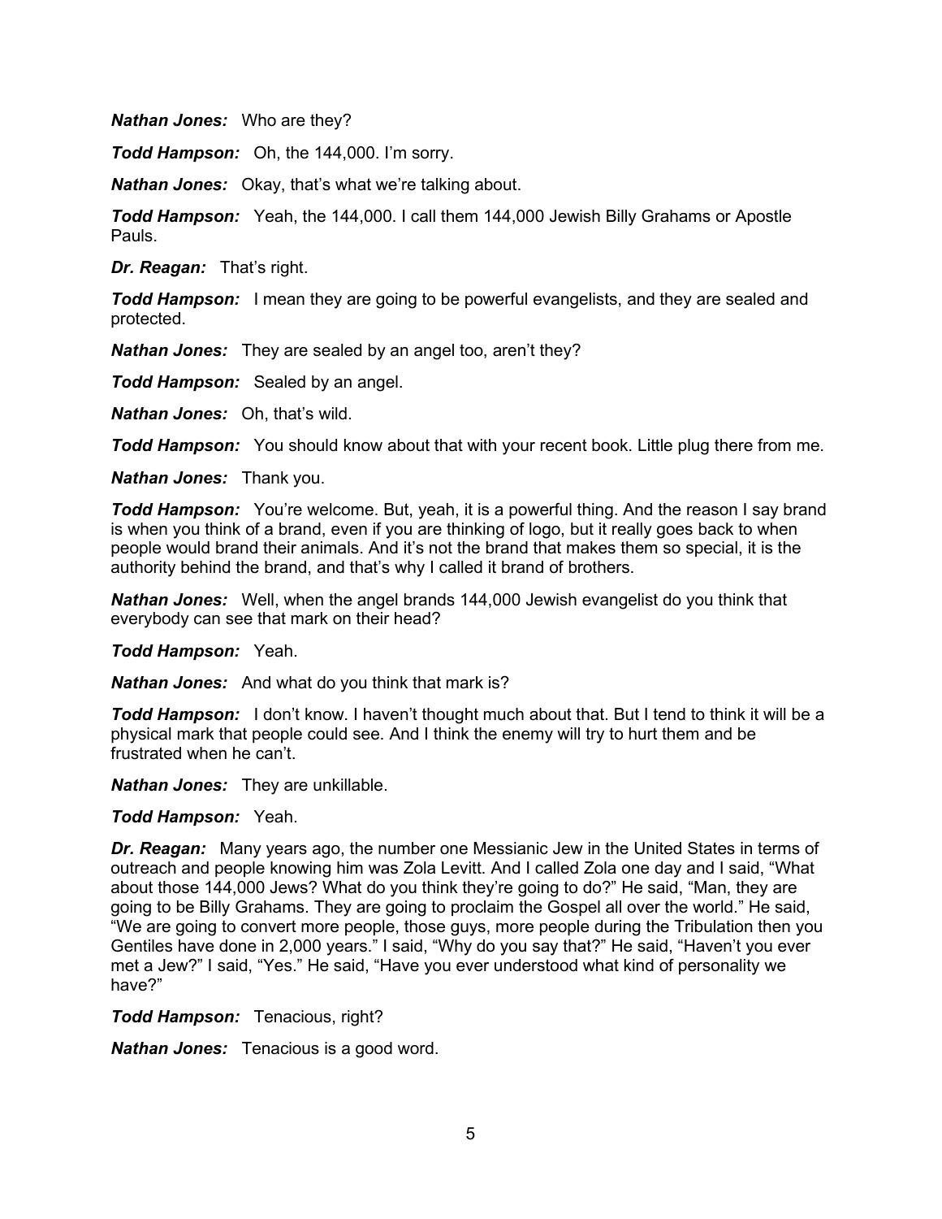***Nathan Jones:*** Who are they?

***Todd Hampson:*** Oh, the 144,000. I'm sorry.

***Nathan Jones:*** Okay, that's what we're talking about.

***Todd Hampson:*** Yeah, the 144,000. I call them 144,000 Jewish Billy Grahams or Apostle Pauls.

***Dr. Reagan:*** That's right.

***Todd Hampson:*** I mean they are going to be powerful evangelists, and they are sealed and protected.

***Nathan Jones:*** They are sealed by an angel too, aren't they?

***Todd Hampson:*** Sealed by an angel.

***Nathan Jones:*** Oh, that's wild.

***Todd Hampson:*** You should know about that with your recent book. Little plug there from me.

***Nathan Jones:*** Thank you.

***Todd Hampson:*** You're welcome. But, yeah, it is a powerful thing. And the reason I say brand is when you think of a brand, even if you are thinking of logo, but it really goes back to when people would brand their animals. And it's not the brand that makes them so special, it is the authority behind the brand, and that's why I called it brand of brothers.

***Nathan Jones:*** Well, when the angel brands 144,000 Jewish evangelist do you think that everybody can see that mark on their head?

***Todd Hampson:*** Yeah.

***Nathan Jones:*** And what do you think that mark is?

***Todd Hampson:*** I don't know. I haven't thought much about that. But I tend to think it will be a physical mark that people could see. And I think the enemy will try to hurt them and be frustrated when he can't.

***Nathan Jones:*** They are unkillable.

***Todd Hampson:*** Yeah.

***Dr. Reagan:*** Many years ago, the number one Messianic Jew in the United States in terms of outreach and people knowing him was Zola Levitt. And I called Zola one day and I said, "What about those 144,000 Jews? What do you think they're going to do?" He said, "Man, they are going to be Billy Grahams. They are going to proclaim the Gospel all over the world." He said, "We are going to convert more people, those guys, more people during the Tribulation then you Gentiles have done in 2,000 years." I said, "Why do you say that?" He said, "Haven't you ever met a Jew?" I said, "Yes." He said, "Have you ever understood what kind of personality we have?"

***Todd Hampson:*** Tenacious, right?

***Nathan Jones:*** Tenacious is a good word.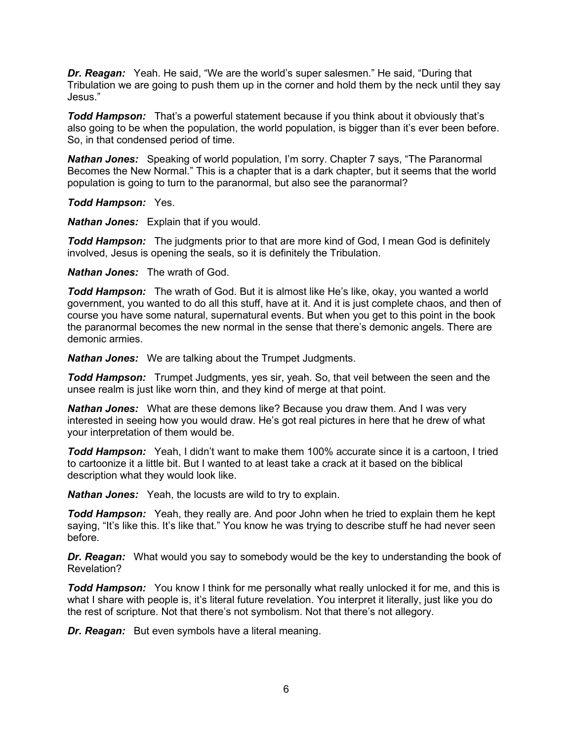***Dr. Reagan:*** Yeah. He said, "We are the world's super salesmen." He said, "During that Tribulation we are going to push them up in the corner and hold them by the neck until they say Jesus."

***Todd Hampson:*** That's a powerful statement because if you think about it obviously that's also going to be when the population, the world population, is bigger than it's ever been before. So, in that condensed period of time.

***Nathan Jones:*** Speaking of world population, I'm sorry. Chapter 7 says, "The Paranormal Becomes the New Normal." This is a chapter that is a dark chapter, but it seems that the world population is going to turn to the paranormal, but also see the paranormal?

***Todd Hampson:*** Yes.

***Nathan Jones:*** Explain that if you would.

***Todd Hampson:*** The judgments prior to that are more kind of God, I mean God is definitely involved, Jesus is opening the seals, so it is definitely the Tribulation.

***Nathan Jones:*** The wrath of God.

***Todd Hampson:*** The wrath of God. But it is almost like He's like, okay, you wanted a world government, you wanted to do all this stuff, have at it. And it is just complete chaos, and then of course you have some natural, supernatural events. But when you get to this point in the book the paranormal becomes the new normal in the sense that there's demonic angels. There are demonic armies.

***Nathan Jones:*** We are talking about the Trumpet Judgments.

***Todd Hampson:*** Trumpet Judgments, yes sir, yeah. So, that veil between the seen and the unsee realm is just like worn thin, and they kind of merge at that point.

***Nathan Jones:*** What are these demons like? Because you draw them. And I was very interested in seeing how you would draw. He's got real pictures in here that he drew of what your interpretation of them would be.

***Todd Hampson:*** Yeah, I didn't want to make them 100% accurate since it is a cartoon, I tried to cartoonize it a little bit. But I wanted to at least take a crack at it based on the biblical description what they would look like.

***Nathan Jones:*** Yeah, the locusts are wild to try to explain.

***Todd Hampson:*** Yeah, they really are. And poor John when he tried to explain them he kept saying, "It's like this. It's like that." You know he was trying to describe stuff he had never seen before.

***Dr. Reagan:*** What would you say to somebody would be the key to understanding the book of Revelation?

***Todd Hampson:*** You know I think for me personally what really unlocked it for me, and this is what I share with people is, it's literal future revelation. You interpret it literally, just like you do the rest of scripture. Not that there's not symbolism. Not that there's not allegory.

***Dr. Reagan:*** But even symbols have a literal meaning.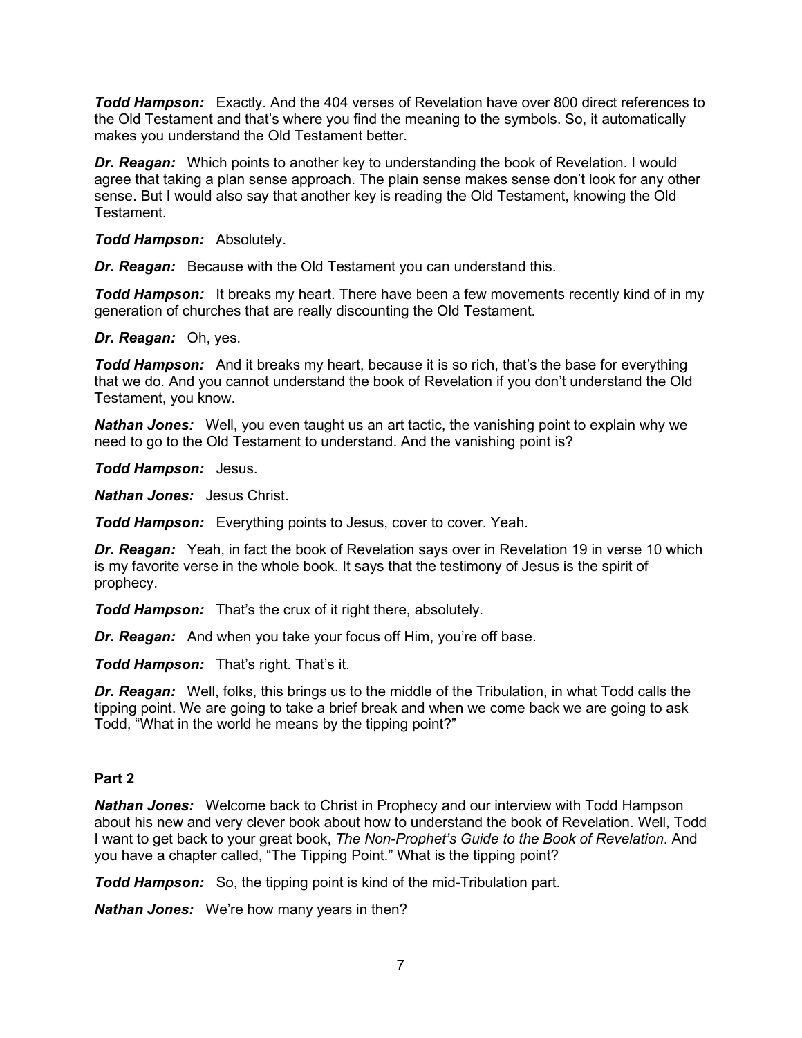***Todd Hampson:*** Exactly. And the 404 verses of Revelation have over 800 direct references to the Old Testament and that's where you find the meaning to the symbols. So, it automatically makes you understand the Old Testament better.

***Dr. Reagan:*** Which points to another key to understanding the book of Revelation. I would agree that taking a plan sense approach. The plain sense makes sense don't look for any other sense. But I would also say that another key is reading the Old Testament, knowing the Old Testament.

***Todd Hampson:*** Absolutely.

***Dr. Reagan:*** Because with the Old Testament you can understand this.

***Todd Hampson:*** It breaks my heart. There have been a few movements recently kind of in my generation of churches that are really discounting the Old Testament.

***Dr. Reagan:*** Oh, yes.

***Todd Hampson:*** And it breaks my heart, because it is so rich, that's the base for everything that we do. And you cannot understand the book of Revelation if you don't understand the Old Testament, you know.

***Nathan Jones:*** Well, you even taught us an art tactic, the vanishing point to explain why we need to go to the Old Testament to understand. And the vanishing point is?

***Todd Hampson:*** Jesus.

***Nathan Jones:*** Jesus Christ.

***Todd Hampson:*** Everything points to Jesus, cover to cover. Yeah.

***Dr. Reagan:*** Yeah, in fact the book of Revelation says over in Revelation 19 in verse 10 which is my favorite verse in the whole book. It says that the testimony of Jesus is the spirit of prophecy.

***Todd Hampson:*** That's the crux of it right there, absolutely.

***Dr. Reagan:*** And when you take your focus off Him, you're off base.

***Todd Hampson:*** That's right. That's it.

***Dr. Reagan:*** Well, folks, this brings us to the middle of the Tribulation, in what Todd calls the tipping point. We are going to take a brief break and when we come back we are going to ask Todd, "What in the world he means by the tipping point?"

**Part 2**

***Nathan Jones:*** Welcome back to Christ in Prophecy and our interview with Todd Hampson about his new and very clever book about how to understand the book of Revelation. Well, Todd I want to get back to your great book, *The Non-Prophet's Guide to the Book of Revelation*. And you have a chapter called, "The Tipping Point." What is the tipping point?

***Todd Hampson:*** So, the tipping point is kind of the mid-Tribulation part.

***Nathan Jones:*** We're how many years in then?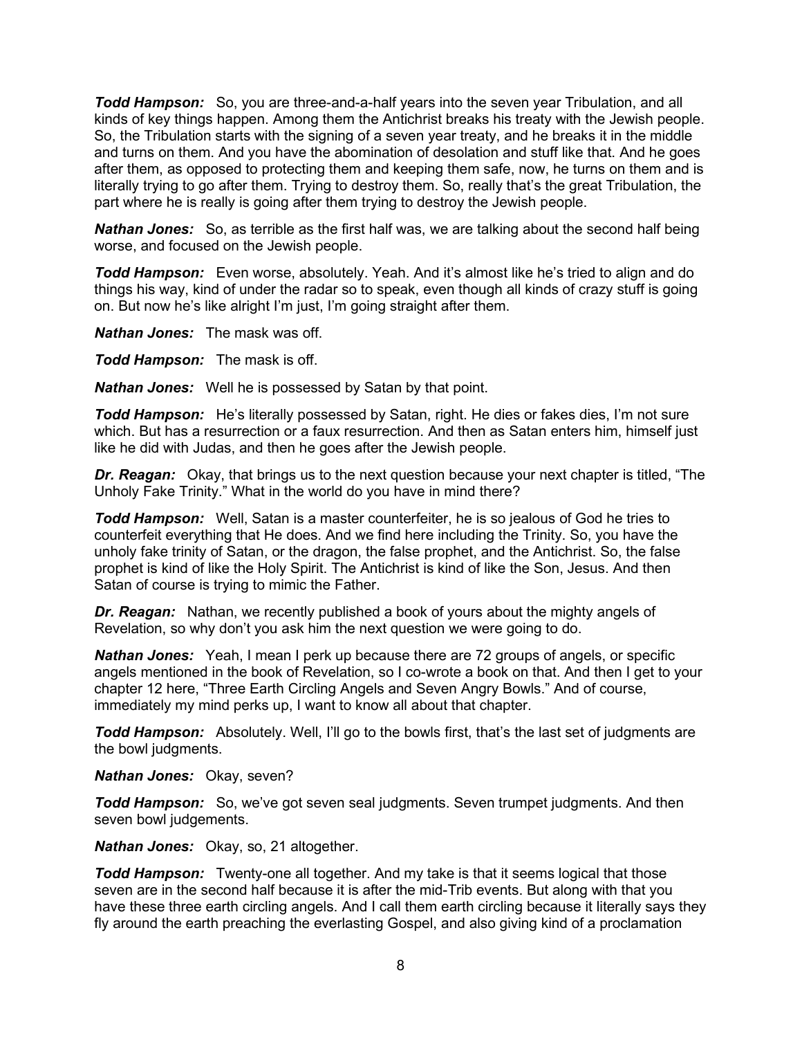***Todd Hampson:*** So, you are three-and-a-half years into the seven year Tribulation, and all kinds of key things happen. Among them the Antichrist breaks his treaty with the Jewish people. So, the Tribulation starts with the signing of a seven year treaty, and he breaks it in the middle and turns on them. And you have the abomination of desolation and stuff like that. And he goes after them, as opposed to protecting them and keeping them safe, now, he turns on them and is literally trying to go after them. Trying to destroy them. So, really that's the great Tribulation, the part where he is really is going after them trying to destroy the Jewish people.

***Nathan Jones:*** So, as terrible as the first half was, we are talking about the second half being worse, and focused on the Jewish people.

***Todd Hampson:*** Even worse, absolutely. Yeah. And it's almost like he's tried to align and do things his way, kind of under the radar so to speak, even though all kinds of crazy stuff is going on. But now he's like alright I'm just, I'm going straight after them.

***Nathan Jones:*** The mask was off.

***Todd Hampson:*** The mask is off.

***Nathan Jones:*** Well he is possessed by Satan by that point.

***Todd Hampson:*** He's literally possessed by Satan, right. He dies or fakes dies, I'm not sure which. But has a resurrection or a faux resurrection. And then as Satan enters him, himself just like he did with Judas, and then he goes after the Jewish people.

***Dr. Reagan:*** Okay, that brings us to the next question because your next chapter is titled, "The Unholy Fake Trinity." What in the world do you have in mind there?

***Todd Hampson:*** Well, Satan is a master counterfeiter, he is so jealous of God he tries to counterfeit everything that He does. And we find here including the Trinity. So, you have the unholy fake trinity of Satan, or the dragon, the false prophet, and the Antichrist. So, the false prophet is kind of like the Holy Spirit. The Antichrist is kind of like the Son, Jesus. And then Satan of course is trying to mimic the Father.

***Dr. Reagan:*** Nathan, we recently published a book of yours about the mighty angels of Revelation, so why don't you ask him the next question we were going to do.

***Nathan Jones:*** Yeah, I mean I perk up because there are 72 groups of angels, or specific angels mentioned in the book of Revelation, so I co-wrote a book on that. And then I get to your chapter 12 here, "Three Earth Circling Angels and Seven Angry Bowls." And of course, immediately my mind perks up, I want to know all about that chapter.

***Todd Hampson:*** Absolutely. Well, I'll go to the bowls first, that's the last set of judgments are the bowl judgments.

***Nathan Jones:*** Okay, seven?

***Todd Hampson:*** So, we've got seven seal judgments. Seven trumpet judgments. And then seven bowl judgements.

***Nathan Jones:*** Okay, so, 21 altogether.

***Todd Hampson:*** Twenty-one all together. And my take is that it seems logical that those seven are in the second half because it is after the mid-Trib events. But along with that you have these three earth circling angels. And I call them earth circling because it literally says they fly around the earth preaching the everlasting Gospel, and also giving kind of a proclamation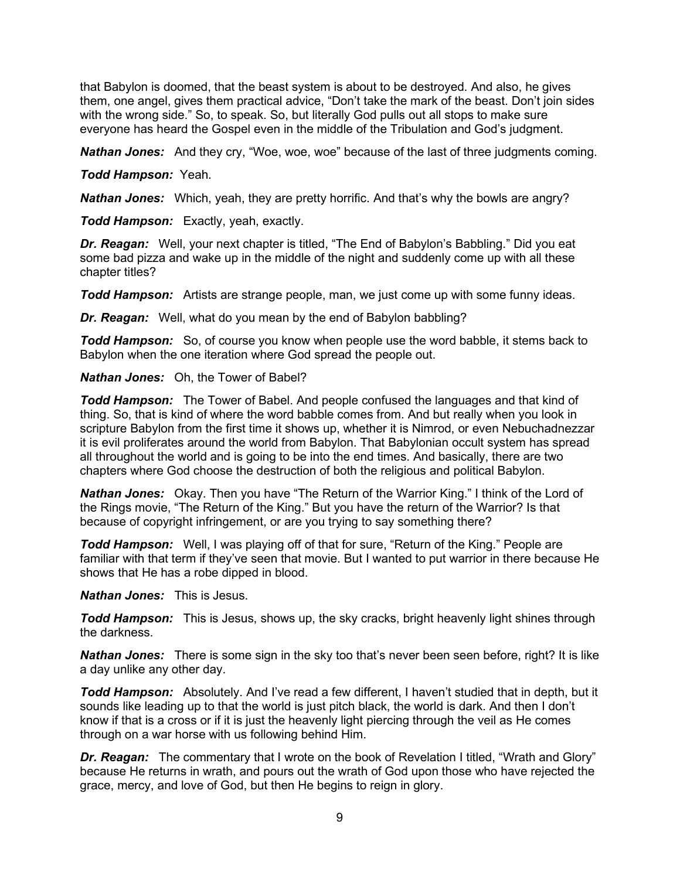that Babylon is doomed, that the beast system is about to be destroyed. And also, he gives them, one angel, gives them practical advice, “Don’t take the mark of the beast. Don’t join sides with the wrong side.” So, to speak. So, but literally God pulls out all stops to make sure everyone has heard the Gospel even in the middle of the Tribulation and God’s judgment.

***Nathan Jones:*** And they cry, “Woe, woe, woe” because of the last of three judgments coming.

***Todd Hampson:*** Yeah.

***Nathan Jones:*** Which, yeah, they are pretty horrific. And that’s why the bowls are angry?

***Todd Hampson:*** Exactly, yeah, exactly.

***Dr. Reagan:*** Well, your next chapter is titled, “The End of Babylon’s Babbling.” Did you eat some bad pizza and wake up in the middle of the night and suddenly come up with all these chapter titles?

***Todd Hampson:*** Artists are strange people, man, we just come up with some funny ideas.

***Dr. Reagan:*** Well, what do you mean by the end of Babylon babbling?

***Todd Hampson:*** So, of course you know when people use the word babble, it stems back to Babylon when the one iteration where God spread the people out.

***Nathan Jones:*** Oh, the Tower of Babel?

***Todd Hampson:*** The Tower of Babel. And people confused the languages and that kind of thing. So, that is kind of where the word babble comes from. And but really when you look in scripture Babylon from the first time it shows up, whether it is Nimrod, or even Nebuchadnezzar it is evil proliferates around the world from Babylon. That Babylonian occult system has spread all throughout the world and is going to be into the end times. And basically, there are two chapters where God choose the destruction of both the religious and political Babylon.

***Nathan Jones:*** Okay. Then you have “The Return of the Warrior King.” I think of the Lord of the Rings movie, “The Return of the King.” But you have the return of the Warrior? Is that because of copyright infringement, or are you trying to say something there?

***Todd Hampson:*** Well, I was playing off of that for sure, “Return of the King.” People are familiar with that term if they’ve seen that movie. But I wanted to put warrior in there because He shows that He has a robe dipped in blood.

***Nathan Jones:*** This is Jesus.

***Todd Hampson:*** This is Jesus, shows up, the sky cracks, bright heavenly light shines through the darkness.

***Nathan Jones:*** There is some sign in the sky too that’s never been seen before, right? It is like a day unlike any other day.

***Todd Hampson:*** Absolutely. And I’ve read a few different, I haven’t studied that in depth, but it sounds like leading up to that the world is just pitch black, the world is dark. And then I don’t know if that is a cross or if it is just the heavenly light piercing through the veil as He comes through on a war horse with us following behind Him.

***Dr. Reagan:*** The commentary that I wrote on the book of Revelation I titled, “Wrath and Glory” because He returns in wrath, and pours out the wrath of God upon those who have rejected the grace, mercy, and love of God, but then He begins to reign in glory.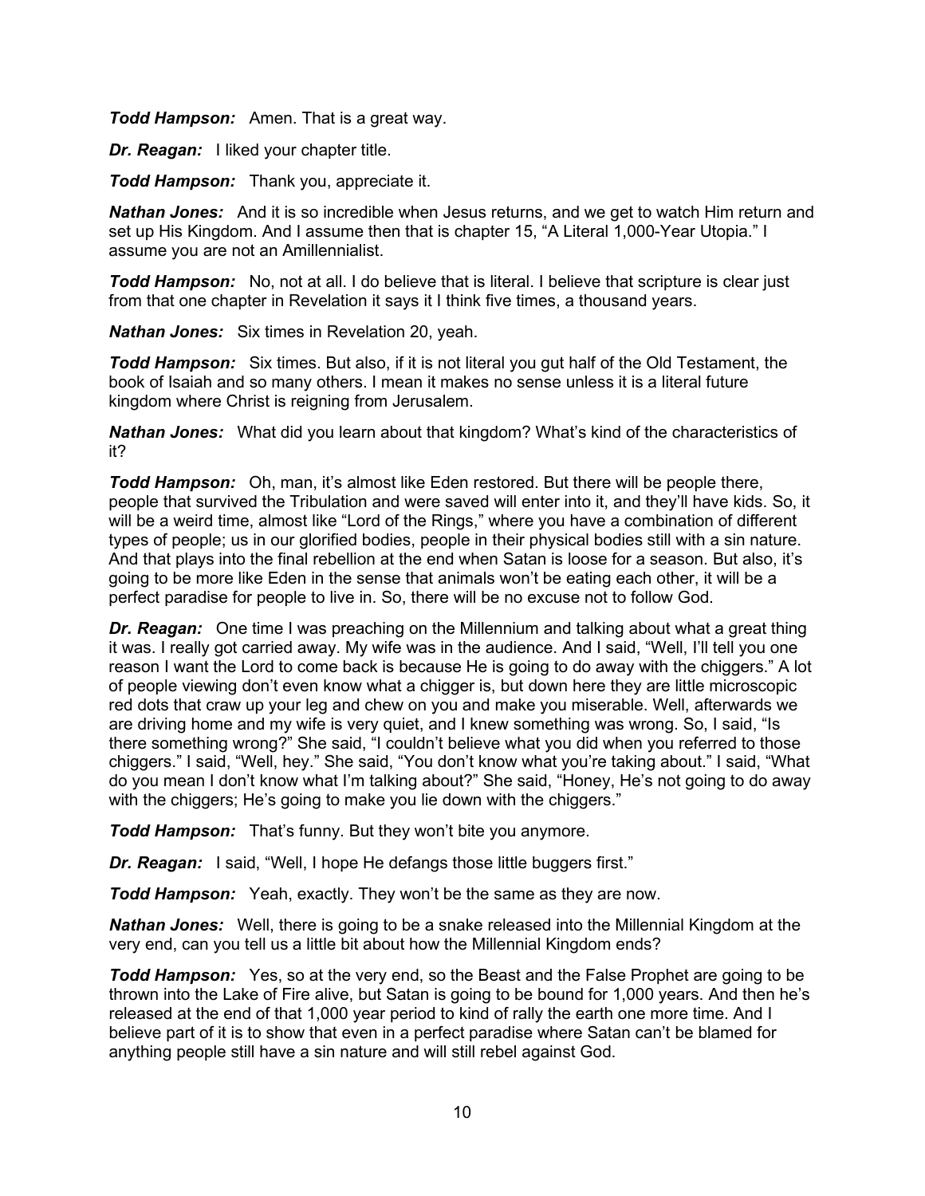***Todd Hampson:*** Amen. That is a great way.

***Dr. Reagan:*** I liked your chapter title.

***Todd Hampson:*** Thank you, appreciate it.

***Nathan Jones:*** And it is so incredible when Jesus returns, and we get to watch Him return and set up His Kingdom. And I assume then that is chapter 15, "A Literal 1,000-Year Utopia." I assume you are not an Amillennialist.

***Todd Hampson:*** No, not at all. I do believe that is literal. I believe that scripture is clear just from that one chapter in Revelation it says it I think five times, a thousand years.

***Nathan Jones:*** Six times in Revelation 20, yeah.

***Todd Hampson:*** Six times. But also, if it is not literal you gut half of the Old Testament, the book of Isaiah and so many others. I mean it makes no sense unless it is a literal future kingdom where Christ is reigning from Jerusalem.

***Nathan Jones:*** What did you learn about that kingdom? What's kind of the characteristics of it?

***Todd Hampson:*** Oh, man, it's almost like Eden restored. But there will be people there, people that survived the Tribulation and were saved will enter into it, and they'll have kids. So, it will be a weird time, almost like "Lord of the Rings," where you have a combination of different types of people; us in our glorified bodies, people in their physical bodies still with a sin nature. And that plays into the final rebellion at the end when Satan is loose for a season. But also, it's going to be more like Eden in the sense that animals won't be eating each other, it will be a perfect paradise for people to live in. So, there will be no excuse not to follow God.

***Dr. Reagan:*** One time I was preaching on the Millennium and talking about what a great thing it was. I really got carried away. My wife was in the audience. And I said, "Well, I'll tell you one reason I want the Lord to come back is because He is going to do away with the chiggers." A lot of people viewing don't even know what a chigger is, but down here they are little microscopic red dots that craw up your leg and chew on you and make you miserable. Well, afterwards we are driving home and my wife is very quiet, and I knew something was wrong. So, I said, "Is there something wrong?" She said, "I couldn't believe what you did when you referred to those chiggers." I said, "Well, hey." She said, "You don't know what you're taking about." I said, "What do you mean I don't know what I'm talking about?" She said, "Honey, He's not going to do away with the chiggers; He's going to make you lie down with the chiggers."

***Todd Hampson:*** That's funny. But they won't bite you anymore.

***Dr. Reagan:*** I said, "Well, I hope He defangs those little buggers first."

***Todd Hampson:*** Yeah, exactly. They won't be the same as they are now.

***Nathan Jones:*** Well, there is going to be a snake released into the Millennial Kingdom at the very end, can you tell us a little bit about how the Millennial Kingdom ends?

***Todd Hampson:*** Yes, so at the very end, so the Beast and the False Prophet are going to be thrown into the Lake of Fire alive, but Satan is going to be bound for 1,000 years. And then he's released at the end of that 1,000 year period to kind of rally the earth one more time. And I believe part of it is to show that even in a perfect paradise where Satan can't be blamed for anything people still have a sin nature and will still rebel against God.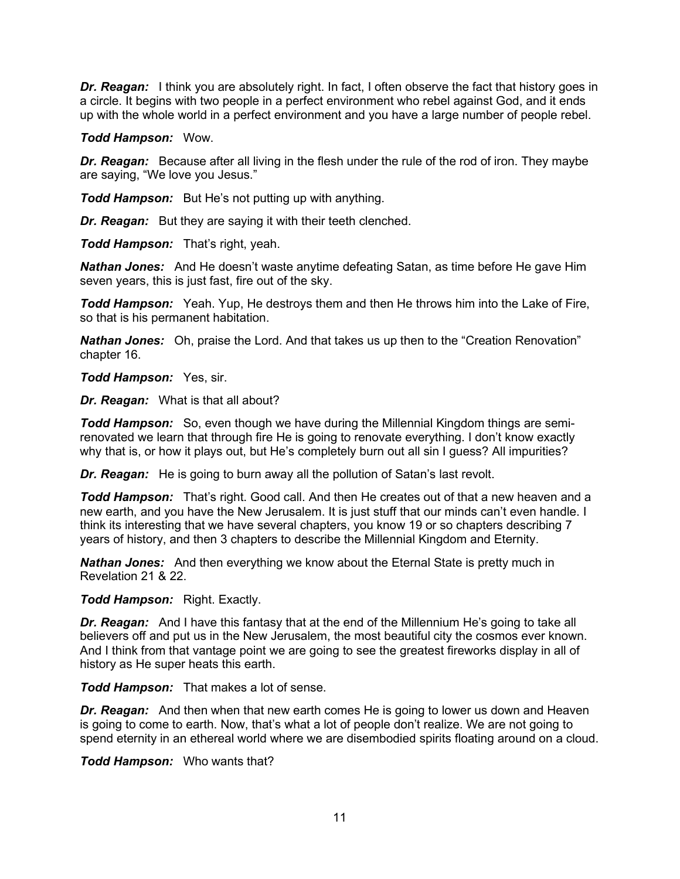***Dr. Reagan:*** I think you are absolutely right. In fact, I often observe the fact that history goes in a circle. It begins with two people in a perfect environment who rebel against God, and it ends up with the whole world in a perfect environment and you have a large number of people rebel.

***Todd Hampson:*** Wow.

***Dr. Reagan:*** Because after all living in the flesh under the rule of the rod of iron. They maybe are saying, "We love you Jesus."

***Todd Hampson:*** But He's not putting up with anything.

***Dr. Reagan:*** But they are saying it with their teeth clenched.

***Todd Hampson:*** That's right, yeah.

***Nathan Jones:*** And He doesn't waste anytime defeating Satan, as time before He gave Him seven years, this is just fast, fire out of the sky.

***Todd Hampson:*** Yeah. Yup, He destroys them and then He throws him into the Lake of Fire, so that is his permanent habitation.

***Nathan Jones:*** Oh, praise the Lord. And that takes us up then to the "Creation Renovation" chapter 16.

***Todd Hampson:*** Yes, sir.

***Dr. Reagan:*** What is that all about?

***Todd Hampson:*** So, even though we have during the Millennial Kingdom things are semi-renovated we learn that through fire He is going to renovate everything. I don't know exactly why that is, or how it plays out, but He's completely burn out all sin I guess? All impurities?

***Dr. Reagan:*** He is going to burn away all the pollution of Satan's last revolt.

***Todd Hampson:*** That's right. Good call. And then He creates out of that a new heaven and a new earth, and you have the New Jerusalem. It is just stuff that our minds can't even handle. I think its interesting that we have several chapters, you know 19 or so chapters describing 7 years of history, and then 3 chapters to describe the Millennial Kingdom and Eternity.

***Nathan Jones:*** And then everything we know about the Eternal State is pretty much in Revelation 21 & 22.

***Todd Hampson:*** Right. Exactly.

***Dr. Reagan:*** And I have this fantasy that at the end of the Millennium He's going to take all believers off and put us in the New Jerusalem, the most beautiful city the cosmos ever known. And I think from that vantage point we are going to see the greatest fireworks display in all of history as He super heats this earth.

***Todd Hampson:*** That makes a lot of sense.

***Dr. Reagan:*** And then when that new earth comes He is going to lower us down and Heaven is going to come to earth. Now, that's what a lot of people don't realize. We are not going to spend eternity in an ethereal world where we are disembodied spirits floating around on a cloud.

***Todd Hampson:*** Who wants that?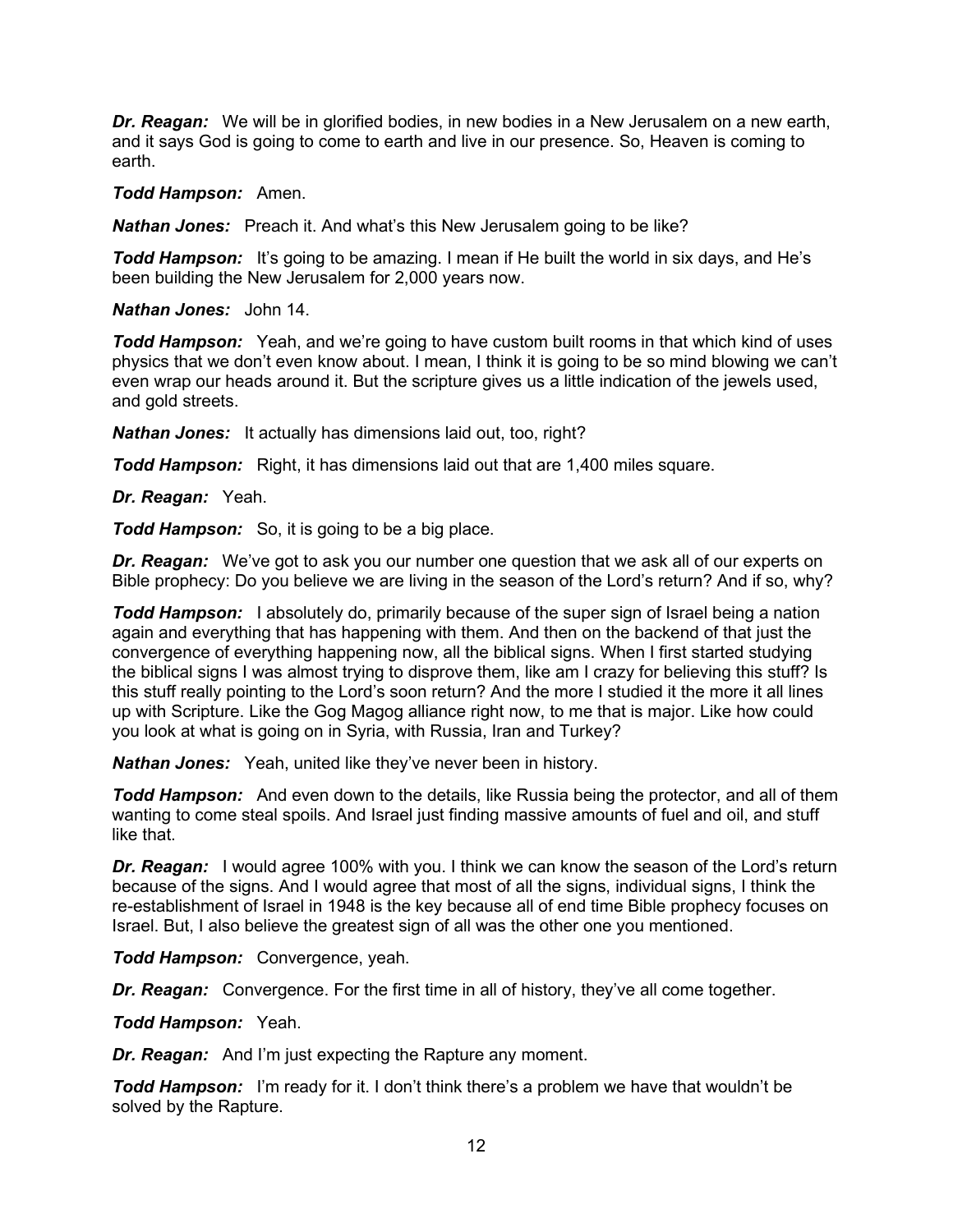***Dr. Reagan:*** We will be in glorified bodies, in new bodies in a New Jerusalem on a new earth, and it says God is going to come to earth and live in our presence. So, Heaven is coming to earth.

***Todd Hampson:*** Amen.

***Nathan Jones:*** Preach it. And what's this New Jerusalem going to be like?

***Todd Hampson:*** It's going to be amazing. I mean if He built the world in six days, and He's been building the New Jerusalem for 2,000 years now.

***Nathan Jones:*** John 14.

***Todd Hampson:*** Yeah, and we're going to have custom built rooms in that which kind of uses physics that we don't even know about. I mean, I think it is going to be so mind blowing we can't even wrap our heads around it. But the scripture gives us a little indication of the jewels used, and gold streets.

***Nathan Jones:*** It actually has dimensions laid out, too, right?

***Todd Hampson:*** Right, it has dimensions laid out that are 1,400 miles square.

***Dr. Reagan:*** Yeah.

***Todd Hampson:*** So, it is going to be a big place.

***Dr. Reagan:*** We've got to ask you our number one question that we ask all of our experts on Bible prophecy: Do you believe we are living in the season of the Lord's return? And if so, why?

***Todd Hampson:*** I absolutely do, primarily because of the super sign of Israel being a nation again and everything that has happening with them. And then on the backend of that just the convergence of everything happening now, all the biblical signs. When I first started studying the biblical signs I was almost trying to disprove them, like am I crazy for believing this stuff? Is this stuff really pointing to the Lord's soon return? And the more I studied it the more it all lines up with Scripture. Like the Gog Magog alliance right now, to me that is major. Like how could you look at what is going on in Syria, with Russia, Iran and Turkey?

***Nathan Jones:*** Yeah, united like they've never been in history.

***Todd Hampson:*** And even down to the details, like Russia being the protector, and all of them wanting to come steal spoils. And Israel just finding massive amounts of fuel and oil, and stuff like that.

***Dr. Reagan:*** I would agree 100% with you. I think we can know the season of the Lord's return because of the signs. And I would agree that most of all the signs, individual signs, I think the re-establishment of Israel in 1948 is the key because all of end time Bible prophecy focuses on Israel. But, I also believe the greatest sign of all was the other one you mentioned.

***Todd Hampson:*** Convergence, yeah.

***Dr. Reagan:*** Convergence. For the first time in all of history, they've all come together.

***Todd Hampson:*** Yeah.

***Dr. Reagan:*** And I'm just expecting the Rapture any moment.

***Todd Hampson:*** I'm ready for it. I don't think there's a problem we have that wouldn't be solved by the Rapture.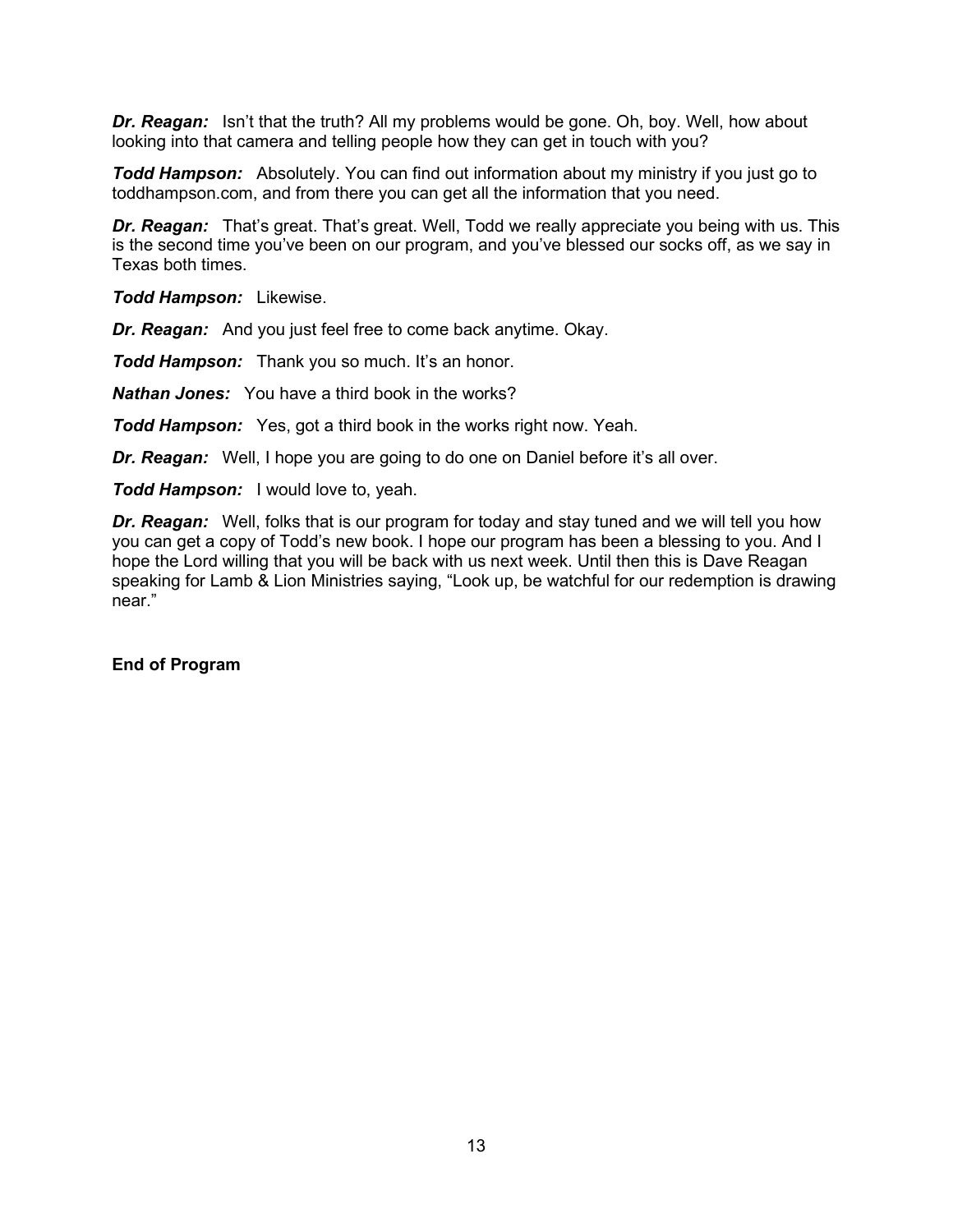***Dr. Reagan:*** Isn't that the truth? All my problems would be gone. Oh, boy. Well, how about looking into that camera and telling people how they can get in touch with you?

***Todd Hampson:*** Absolutely. You can find out information about my ministry if you just go to toddhampson.com, and from there you can get all the information that you need.

***Dr. Reagan:*** That's great. That's great. Well, Todd we really appreciate you being with us. This is the second time you've been on our program, and you've blessed our socks off, as we say in Texas both times.

***Todd Hampson:*** Likewise.

***Dr. Reagan:*** And you just feel free to come back anytime. Okay.

***Todd Hampson:*** Thank you so much. It's an honor.

***Nathan Jones:*** You have a third book in the works?

***Todd Hampson:*** Yes, got a third book in the works right now. Yeah.

***Dr. Reagan:*** Well, I hope you are going to do one on Daniel before it's all over.

***Todd Hampson:*** I would love to, yeah.

***Dr. Reagan:*** Well, folks that is our program for today and stay tuned and we will tell you how you can get a copy of Todd's new book. I hope our program has been a blessing to you. And I hope the Lord willing that you will be back with us next week. Until then this is Dave Reagan speaking for Lamb & Lion Ministries saying, "Look up, be watchful for our redemption is drawing near."

**End of Program**